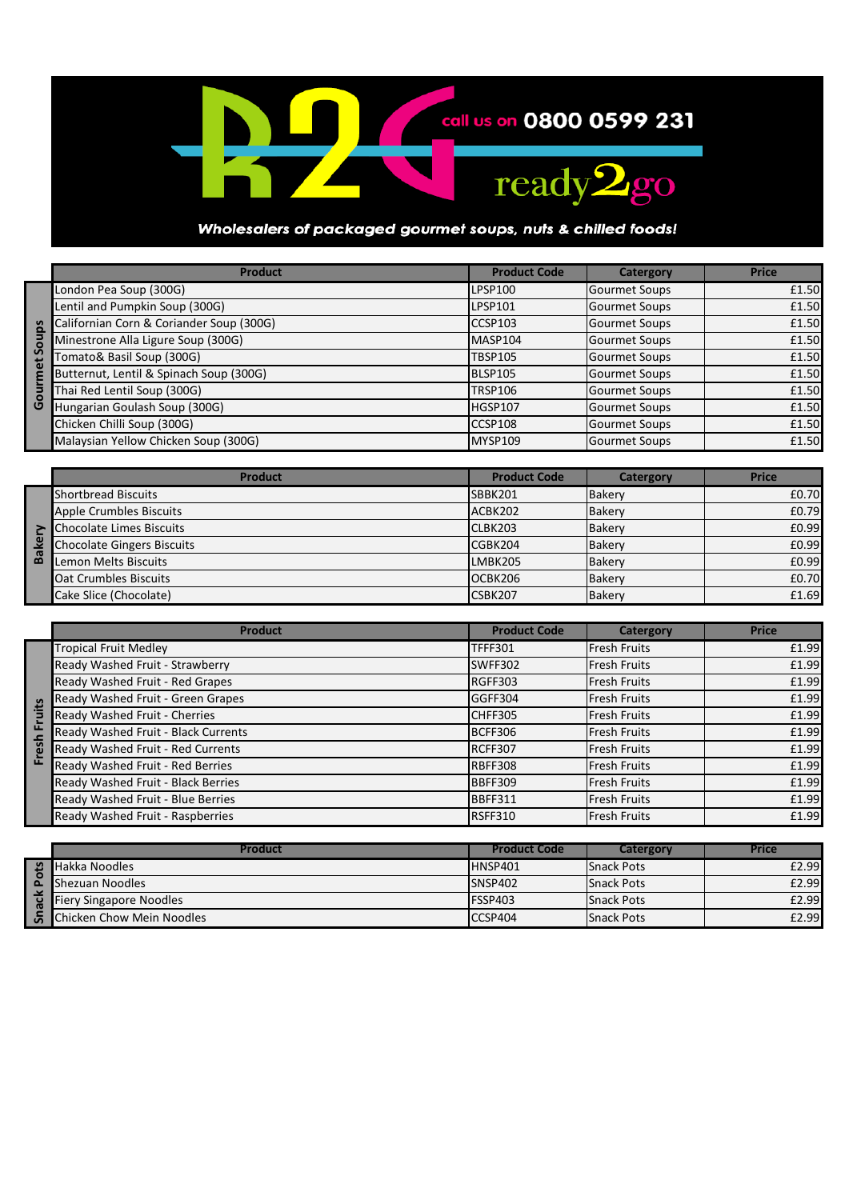call us on **0800 0599 231**

ready2go

***Wholesalers of packaged gourmet soups, nuts & chilled foods!***

| | Product | Product Code | Catergory | Price |
|---|---|---|---|---|
| Gourmet Soups | London Pea Soup (300G) | LPSP100 | Gourmet Soups | £1.50 |
| | Lentil and Pumpkin Soup (300G) | LPSP101 | Gourmet Soups | £1.50 |
| | Californian Corn & Coriander Soup (300G) | CCSP103 | Gourmet Soups | £1.50 |
| | Minestrone Alla Ligure Soup (300G) | MASP104 | Gourmet Soups | £1.50 |
| | Tomato& Basil Soup (300G) | TBSP105 | Gourmet Soups | £1.50 |
| | Butternut, Lentil & Spinach Soup (300G) | BLSP105 | Gourmet Soups | £1.50 |
| | Thai Red Lentil Soup (300G) | TRSP106 | Gourmet Soups | £1.50 |
| | Hungarian Goulash Soup (300G) | HGSP107 | Gourmet Soups | £1.50 |
| | Chicken Chilli Soup (300G) | CCSP108 | Gourmet Soups | £1.50 |
| | Malaysian Yellow Chicken Soup (300G) | MYSP109 | Gourmet Soups | £1.50 |

| | Product | Product Code | Catergory | Price |
|---|---|---|---|---|
| Bakery | Shortbread Biscuits | SBBK201 | Bakery | £0.70 |
| | Apple Crumbles Biscuits | ACBK202 | Bakery | £0.79 |
| | Chocolate Limes Biscuits | CLBK203 | Bakery | £0.99 |
| | Chocolate Gingers Biscuits | CGBK204 | Bakery | £0.99 |
| | Lemon Melts Biscuits | LMBK205 | Bakery | £0.99 |
| | Oat Crumbles Biscuits | OCBK206 | Bakery | £0.70 |
| | Cake Slice (Chocolate) | CSBK207 | Bakery | £1.69 |

| | Product | Product Code | Catergory | Price |
|---|---|---|---|---|
| Fresh Fruits | Tropical Fruit Medley | TFFF301 | Fresh Fruits | £1.99 |
| | Ready Washed Fruit - Strawberry | SWFF302 | Fresh Fruits | £1.99 |
| | Ready Washed Fruit - Red Grapes | RGFF303 | Fresh Fruits | £1.99 |
| | Ready Washed Fruit - Green Grapes | GGFF304 | Fresh Fruits | £1.99 |
| | Ready Washed Fruit - Cherries | CHFF305 | Fresh Fruits | £1.99 |
| | Ready Washed Fruit - Black Currents | BCFF306 | Fresh Fruits | £1.99 |
| | Ready Washed Fruit - Red Currents | RCFF307 | Fresh Fruits | £1.99 |
| | Ready Washed Fruit - Red Berries | RBFF308 | Fresh Fruits | £1.99 |
| | Ready Washed Fruit - Black Berries | BBFF309 | Fresh Fruits | £1.99 |
| | Ready Washed Fruit - Blue Berries | BBFF311 | Fresh Fruits | £1.99 |
| | Ready Washed Fruit - Raspberries | RSFF310 | Fresh Fruits | £1.99 |

| | Product | Product Code | Catergory | Price |
|---|---|---|---|---|
| Snack Pots | Hakka Noodles | HNSP401 | Snack Pots | £2.99 |
| | Shezuan Noodles | SNSP402 | Snack Pots | £2.99 |
| | Fiery Singapore Noodles | FSSP403 | Snack Pots | £2.99 |
| | Chicken Chow Mein Noodles | CCSP404 | Snack Pots | £2.99 |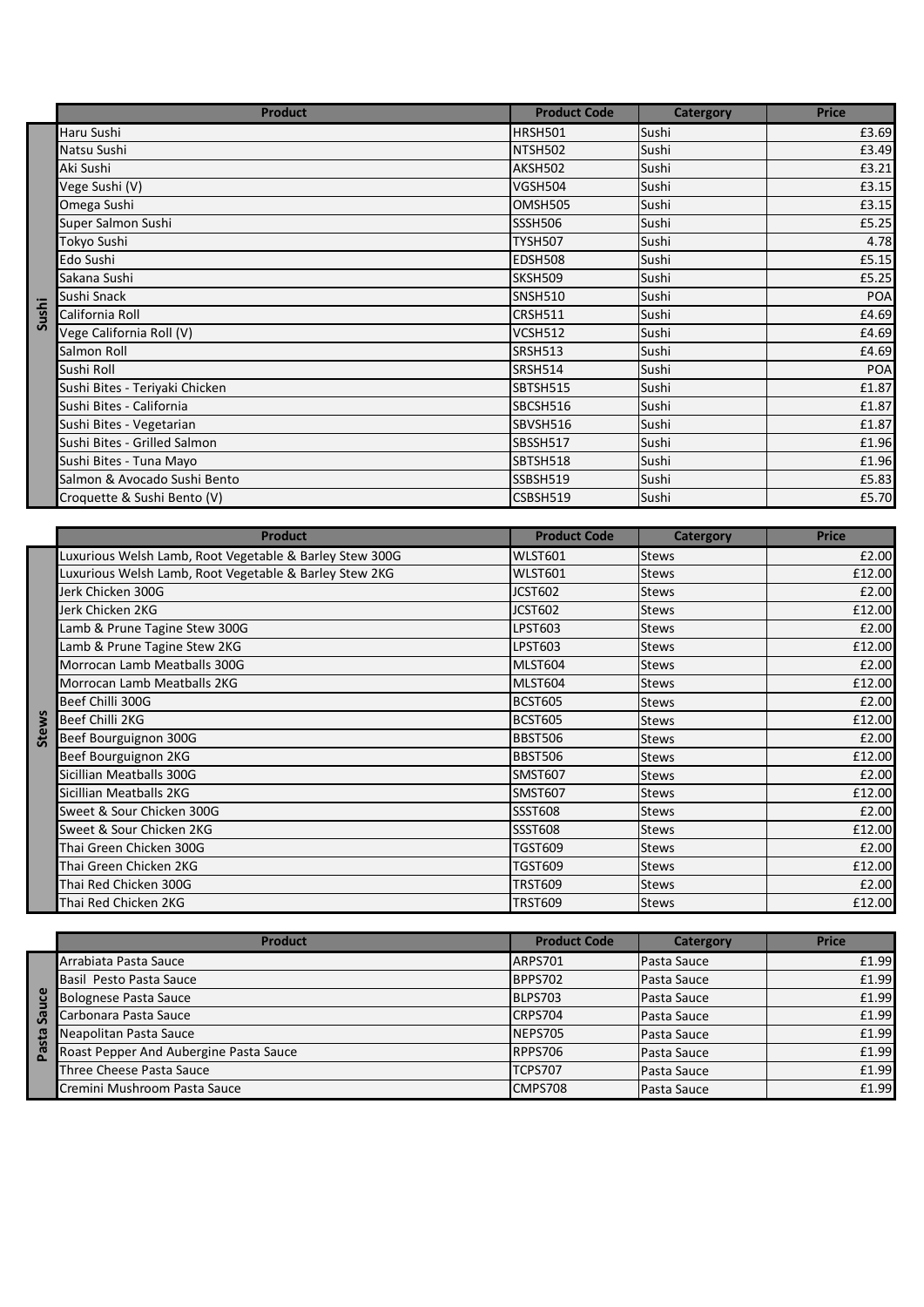| | Product | Product Code | Catergory | Price |
|---|---|---|---|---|
| Sushi | Haru Sushi | HRSH501 | Sushi | £3.69 |
| | Natsu Sushi | NTSH502 | Sushi | £3.49 |
| | Aki Sushi | AKSH502 | Sushi | £3.21 |
| | Vege Sushi (V) | VGSH504 | Sushi | £3.15 |
| | Omega Sushi | OMSH505 | Sushi | £3.15 |
| | Super Salmon Sushi | SSSH506 | Sushi | £5.25 |
| | Tokyo Sushi | TYSH507 | Sushi | 4.78 |
| | Edo Sushi | EDSH508 | Sushi | £5.15 |
| | Sakana Sushi | SKSH509 | Sushi | £5.25 |
| | Sushi Snack | SNSH510 | Sushi | POA |
| | California Roll | CRSH511 | Sushi | £4.69 |
| | Vege California Roll (V) | VCSH512 | Sushi | £4.69 |
| | Salmon Roll | SRSH513 | Sushi | £4.69 |
| | Sushi Roll | SRSH514 | Sushi | POA |
| | Sushi Bites - Teriyaki Chicken | SBTSH515 | Sushi | £1.87 |
| | Sushi Bites - California | SBCSH516 | Sushi | £1.87 |
| | Sushi Bites - Vegetarian | SBVSH516 | Sushi | £1.87 |
| | Sushi Bites - Grilled Salmon | SBSSH517 | Sushi | £1.96 |
| | Sushi Bites - Tuna Mayo | SBTSH518 | Sushi | £1.96 |
| | Salmon & Avocado Sushi Bento | SSBSH519 | Sushi | £5.83 |
| | Croquette & Sushi Bento (V) | CSBSH519 | Sushi | £5.70 |

| | Product | Product Code | Catergory | Price |
|---|---|---|---|---|
| Stews | Luxurious Welsh Lamb, Root Vegetable & Barley Stew 300G | WLST601 | Stews | £2.00 |
| | Luxurious Welsh Lamb, Root Vegetable & Barley Stew 2KG | WLST601 | Stews | £12.00 |
| | Jerk Chicken 300G | JCST602 | Stews | £2.00 |
| | Jerk Chicken 2KG | JCST602 | Stews | £12.00 |
| | Lamb & Prune Tagine Stew 300G | LPST603 | Stews | £2.00 |
| | Lamb & Prune Tagine Stew 2KG | LPST603 | Stews | £12.00 |
| | Morrocan Lamb Meatballs 300G | MLST604 | Stews | £2.00 |
| | Morrocan Lamb Meatballs 2KG | MLST604 | Stews | £12.00 |
| | Beef Chilli 300G | BCST605 | Stews | £2.00 |
| | Beef Chilli 2KG | BCST605 | Stews | £12.00 |
| | Beef Bourguignon 300G | BBST506 | Stews | £2.00 |
| | Beef Bourguignon 2KG | BBST506 | Stews | £12.00 |
| | Sicillian Meatballs 300G | SMST607 | Stews | £2.00 |
| | Sicillian Meatballs 2KG | SMST607 | Stews | £12.00 |
| | Sweet & Sour Chicken 300G | SSST608 | Stews | £2.00 |
| | Sweet & Sour Chicken 2KG | SSST608 | Stews | £12.00 |
| | Thai Green Chicken 300G | TGST609 | Stews | £2.00 |
| | Thai Green Chicken 2KG | TGST609 | Stews | £12.00 |
| | Thai Red Chicken 300G | TRST609 | Stews | £2.00 |
| | Thai Red Chicken 2KG | TRST609 | Stews | £12.00 |

| | Product | Product Code | Catergory | Price |
|---|---|---|---|---|
| Pasta Sauce | Arrabiata Pasta Sauce | ARPS701 | Pasta Sauce | £1.99 |
| | Basil Pesto Pasta Sauce | BPPS702 | Pasta Sauce | £1.99 |
| | Bolognese Pasta Sauce | BLPS703 | Pasta Sauce | £1.99 |
| | Carbonara Pasta Sauce | CRPS704 | Pasta Sauce | £1.99 |
| | Neapolitan Pasta Sauce | NEPS705 | Pasta Sauce | £1.99 |
| | Roast Pepper And Aubergine Pasta Sauce | RPPS706 | Pasta Sauce | £1.99 |
| | Three Cheese Pasta Sauce | TCPS707 | Pasta Sauce | £1.99 |
| | Cremini Mushroom Pasta Sauce | CMPS708 | Pasta Sauce | £1.99 |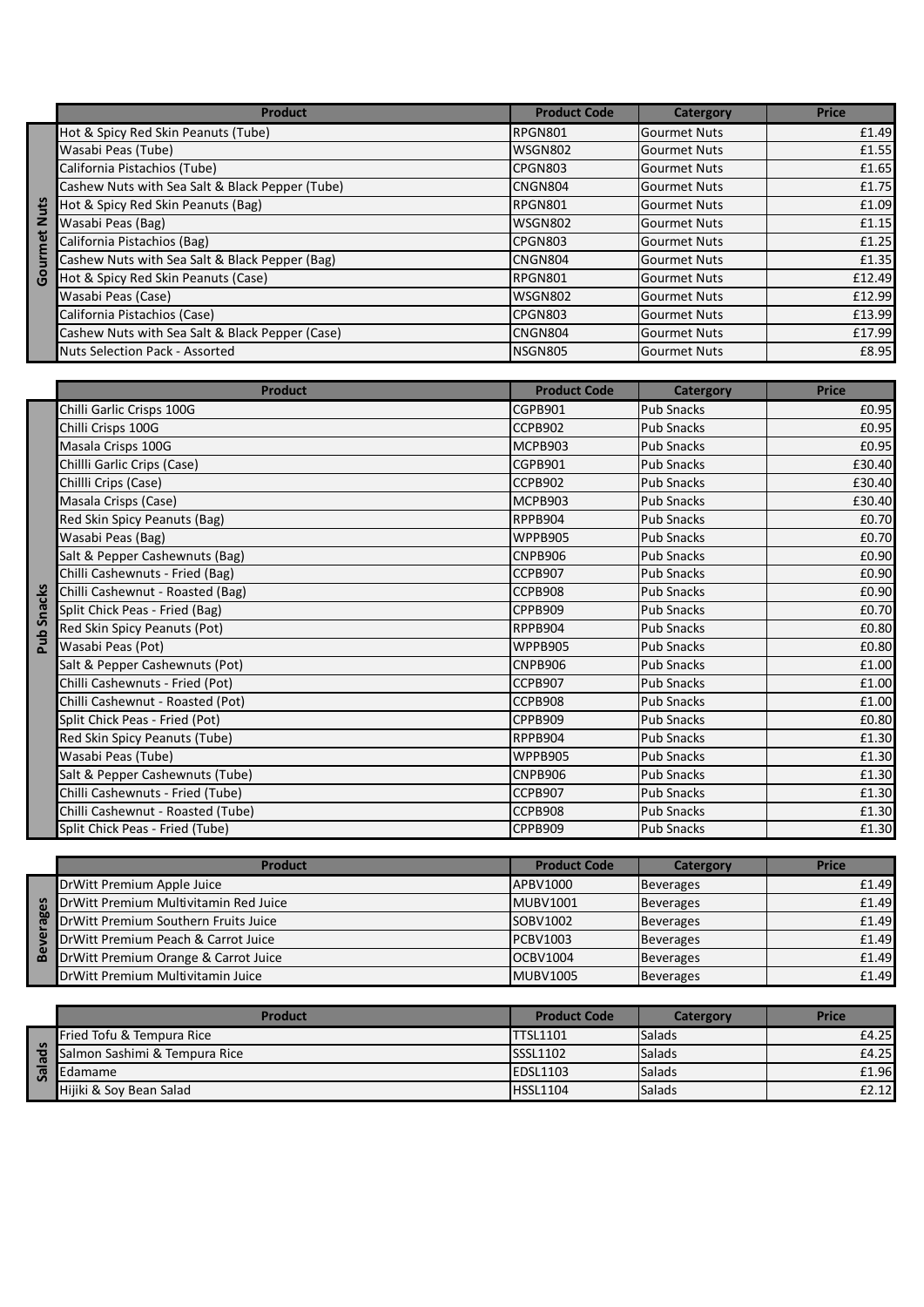| | Product | Product Code | Catergory | Price |
|---|---|---|---|---|
| Gourmet Nuts | Hot & Spicy Red Skin Peanuts (Tube) | RPGN801 | Gourmet Nuts | £1.49 |
| | Wasabi Peas (Tube) | WSGN802 | Gourmet Nuts | £1.55 |
| | California Pistachios (Tube) | CPGN803 | Gourmet Nuts | £1.65 |
| | Cashew Nuts with Sea Salt & Black Pepper (Tube) | CNGN804 | Gourmet Nuts | £1.75 |
| | Hot & Spicy Red Skin Peanuts (Bag) | RPGN801 | Gourmet Nuts | £1.09 |
| | Wasabi Peas (Bag) | WSGN802 | Gourmet Nuts | £1.15 |
| | California Pistachios (Bag) | CPGN803 | Gourmet Nuts | £1.25 |
| | Cashew Nuts with Sea Salt & Black Pepper (Bag) | CNGN804 | Gourmet Nuts | £1.35 |
| | Hot & Spicy Red Skin Peanuts (Case) | RPGN801 | Gourmet Nuts | £12.49 |
| | Wasabi Peas (Case) | WSGN802 | Gourmet Nuts | £12.99 |
| | California Pistachios (Case) | CPGN803 | Gourmet Nuts | £13.99 |
| | Cashew Nuts with Sea Salt & Black Pepper (Case) | CNGN804 | Gourmet Nuts | £17.99 |
| | Nuts Selection Pack - Assorted | NSGN805 | Gourmet Nuts | £8.95 |

| | Product | Product Code | Catergory | Price |
|---|---|---|---|---|
| Pub Snacks | Chilli Garlic Crisps 100G | CGPB901 | Pub Snacks | £0.95 |
| | Chilli Crisps 100G | CCPB902 | Pub Snacks | £0.95 |
| | Masala Crisps 100G | MCPB903 | Pub Snacks | £0.95 |
| | Chillli Garlic Crips (Case) | CGPB901 | Pub Snacks | £30.40 |
| | Chillli Crips (Case) | CCPB902 | Pub Snacks | £30.40 |
| | Masala Crisps (Case) | MCPB903 | Pub Snacks | £30.40 |
| | Red Skin Spicy Peanuts (Bag) | RPPB904 | Pub Snacks | £0.70 |
| | Wasabi Peas (Bag) | WPPB905 | Pub Snacks | £0.70 |
| | Salt & Pepper Cashewnuts (Bag) | CNPB906 | Pub Snacks | £0.90 |
| | Chilli Cashewnuts - Fried (Bag) | CCPB907 | Pub Snacks | £0.90 |
| | Chilli Cashewnut - Roasted (Bag) | CCPB908 | Pub Snacks | £0.90 |
| | Split Chick Peas - Fried (Bag) | CPPB909 | Pub Snacks | £0.70 |
| | Red Skin Spicy Peanuts (Pot) | RPPB904 | Pub Snacks | £0.80 |
| | Wasabi Peas (Pot) | WPPB905 | Pub Snacks | £0.80 |
| | Salt & Pepper Cashewnuts (Pot) | CNPB906 | Pub Snacks | £1.00 |
| | Chilli Cashewnuts - Fried (Pot) | CCPB907 | Pub Snacks | £1.00 |
| | Chilli Cashewnut - Roasted (Pot) | CCPB908 | Pub Snacks | £1.00 |
| | Split Chick Peas - Fried (Pot) | CPPB909 | Pub Snacks | £0.80 |
| | Red Skin Spicy Peanuts (Tube) | RPPB904 | Pub Snacks | £1.30 |
| | Wasabi Peas (Tube) | WPPB905 | Pub Snacks | £1.30 |
| | Salt & Pepper Cashewnuts (Tube) | CNPB906 | Pub Snacks | £1.30 |
| | Chilli Cashewnuts - Fried (Tube) | CCPB907 | Pub Snacks | £1.30 |
| | Chilli Cashewnut - Roasted (Tube) | CCPB908 | Pub Snacks | £1.30 |
| | Split Chick Peas - Fried (Tube) | CPPB909 | Pub Snacks | £1.30 |

| | Product | Product Code | Catergory | Price |
|---|---|---|---|---|
| Beverages | DrWitt Premium Apple Juice | APBV1000 | Beverages | £1.49 |
| | DrWitt Premium Multivitamin Red Juice | MUBV1001 | Beverages | £1.49 |
| | DrWitt Premium Southern Fruits Juice | SOBV1002 | Beverages | £1.49 |
| | DrWitt Premium Peach & Carrot Juice | PCBV1003 | Beverages | £1.49 |
| | DrWitt Premium Orange & Carrot Juice | OCBV1004 | Beverages | £1.49 |
| | DrWitt Premium Multivitamin Juice | MUBV1005 | Beverages | £1.49 |

| | Product | Product Code | Catergory | Price |
|---|---|---|---|---|
| Salads | Fried Tofu & Tempura Rice | TTSL1101 | Salads | £4.25 |
| | Salmon Sashimi & Tempura Rice | SSSL1102 | Salads | £4.25 |
| | Edamame | EDSL1103 | Salads | £1.96 |
| | Hijiki & Soy Bean Salad | HSSL1104 | Salads | £2.12 |